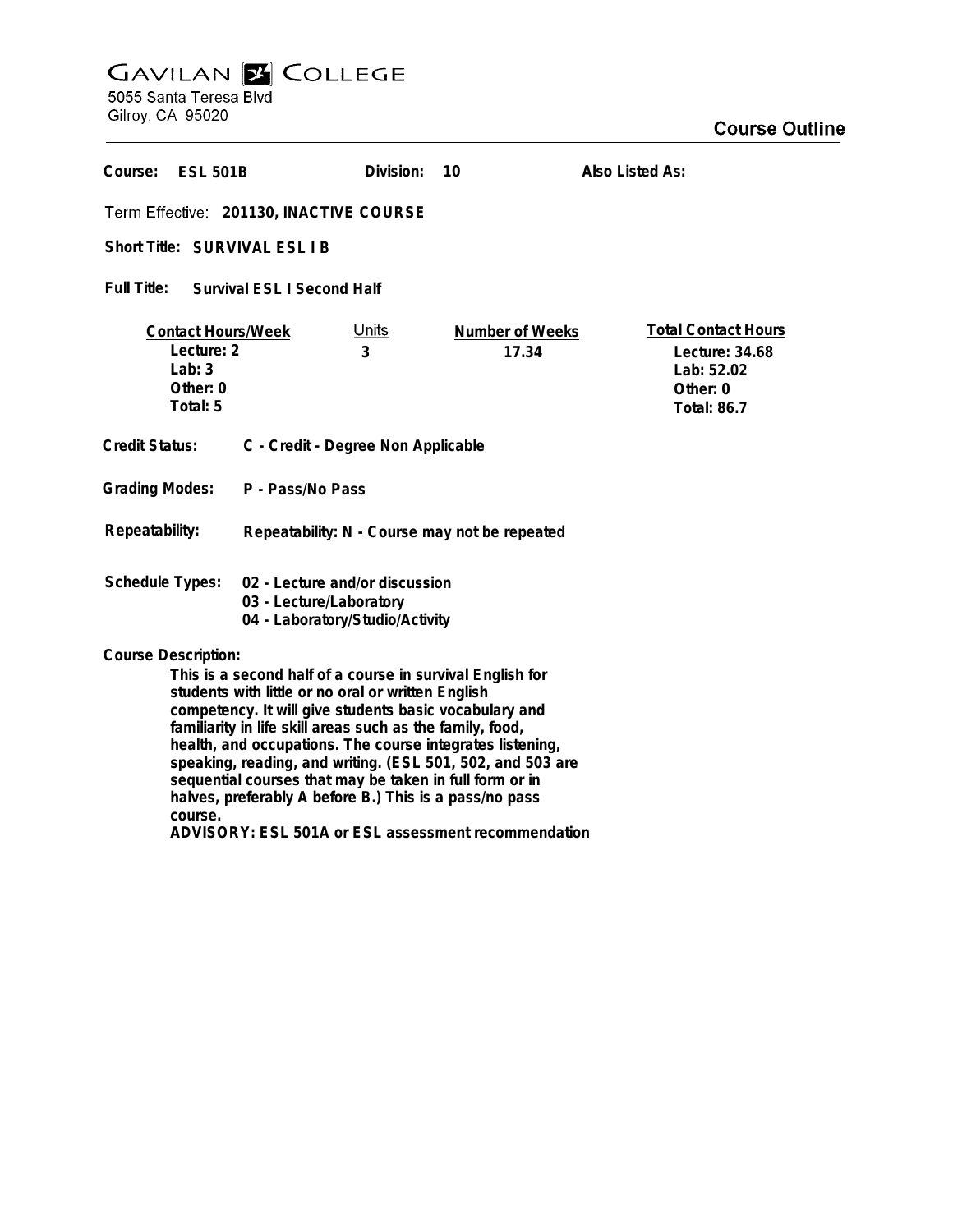# Gavilan College

5055 Santa Teresa Blvd
Gilroy, CA 95020

## Course Outline

**Course:** ESL 501B  **Division:** 10  **Also Listed As:**

**Term Effective:** 201130, INACTIVE COURSE

**Short Title:** SURVIVAL ESL I B

**Full Title:** Survival ESL I Second Half

| Contact Hours/Week | Units | Number of Weeks | Total Contact Hours |
|---|---|---|---|
| Lecture: 2 | 3 | 17.34 | Lecture: 34.68 |
| Lab: 3 | | | Lab: 52.02 |
| Other: 0 | | | Other: 0 |
| Total: 5 | | | Total: 86.7 |

**Credit Status:** C - Credit - Degree Non Applicable

**Grading Modes:** P - Pass/No Pass

**Repeatability:** Repeatability: N - Course may not be repeated

**Schedule Types:**
- 02 - Lecture and/or discussion
- 03 - Lecture/Laboratory
- 04 - Laboratory/Studio/Activity

**Course Description:**

This is a second half of a course in survival English for students with little or no oral or written English competency. It will give students basic vocabulary and familiarity in life skill areas such as the family, food, health, and occupations. The course integrates listening, speaking, reading, and writing. (ESL 501, 502, and 503 are sequential courses that may be taken in full form or in halves, preferably A before B.) This is a pass/no pass course.

ADVISORY: ESL 501A or ESL assessment recommendation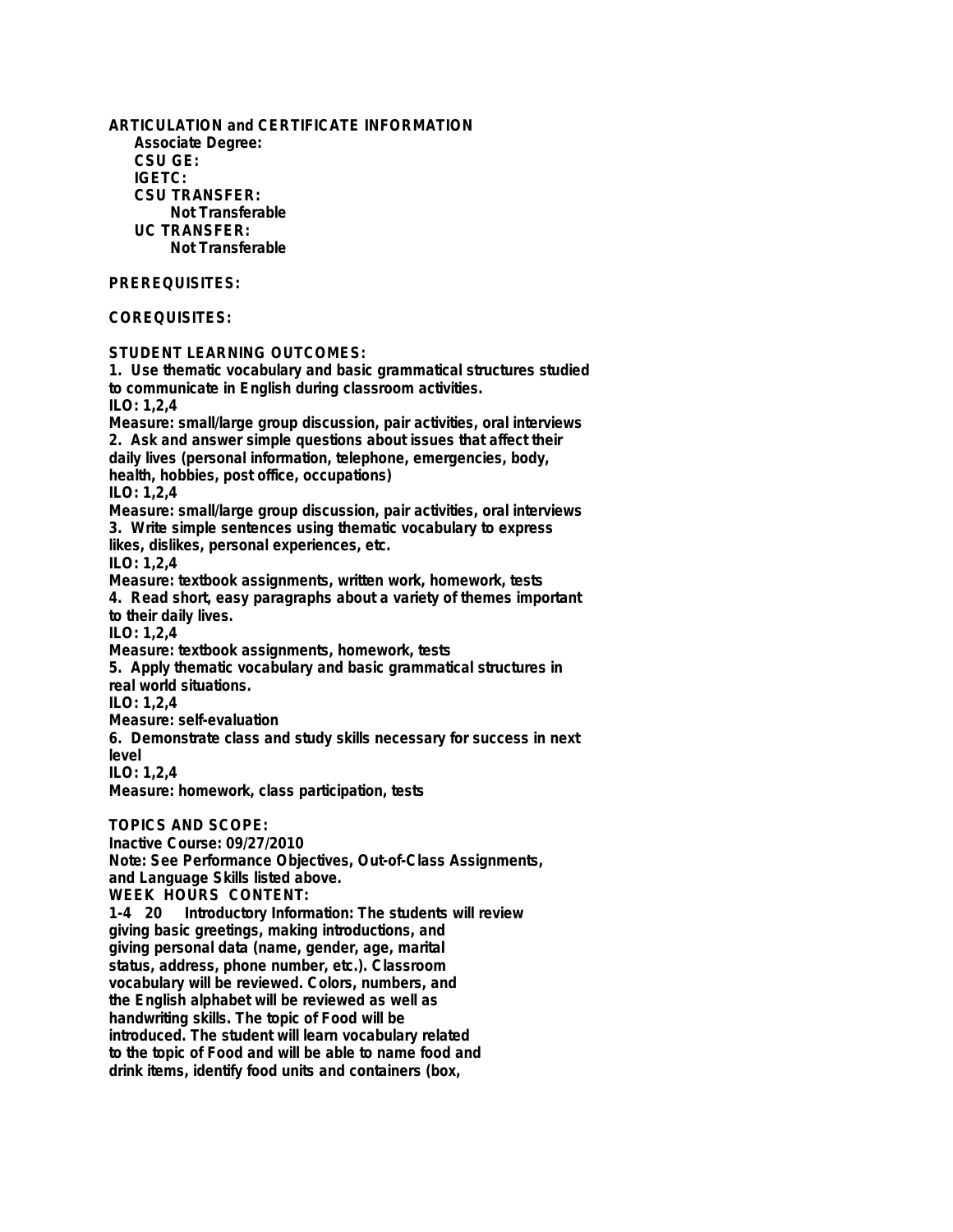**ARTICULATION and CERTIFICATE INFORMATION**

**Associate Degree:**

**CSU GE:**

**IGETC:**

**CSU TRANSFER:**

Not Transferable

**UC TRANSFER:**

Not Transferable

**PREREQUISITES:**

**COREQUISITES:**

**STUDENT LEARNING OUTCOMES:**

1. Use thematic vocabulary and basic grammatical structures studied to communicate in English during classroom activities.
ILO: 1,2,4
Measure: small/large group discussion, pair activities, oral interviews
2. Ask and answer simple questions about issues that affect their daily lives (personal information, telephone, emergencies, body, health, hobbies, post office, occupations)
ILO: 1,2,4
Measure: small/large group discussion, pair activities, oral interviews
3. Write simple sentences using thematic vocabulary to express likes, dislikes, personal experiences, etc.
ILO: 1,2,4
Measure: textbook assignments, written work, homework, tests
4. Read short, easy paragraphs about a variety of themes important to their daily lives.
ILO: 1,2,4
Measure: textbook assignments, homework, tests
5. Apply thematic vocabulary and basic grammatical structures in real world situations.
ILO: 1,2,4
Measure: self-evaluation
6. Demonstrate class and study skills necessary for success in next level
ILO: 1,2,4
Measure: homework, class participation, tests

**TOPICS AND SCOPE:**

Inactive Course: 09/27/2010

Note: See Performance Objectives, Out-of-Class Assignments, and Language Skills listed above.

**WEEK HOURS CONTENT:**

1-4 20 Introductory Information: The students will review giving basic greetings, making introductions, and giving personal data (name, gender, age, marital status, address, phone number, etc.). Classroom vocabulary will be reviewed. Colors, numbers, and the English alphabet will be reviewed as well as handwriting skills. The topic of Food will be introduced. The student will learn vocabulary related to the topic of Food and will be able to name food and drink items, identify food units and containers (box,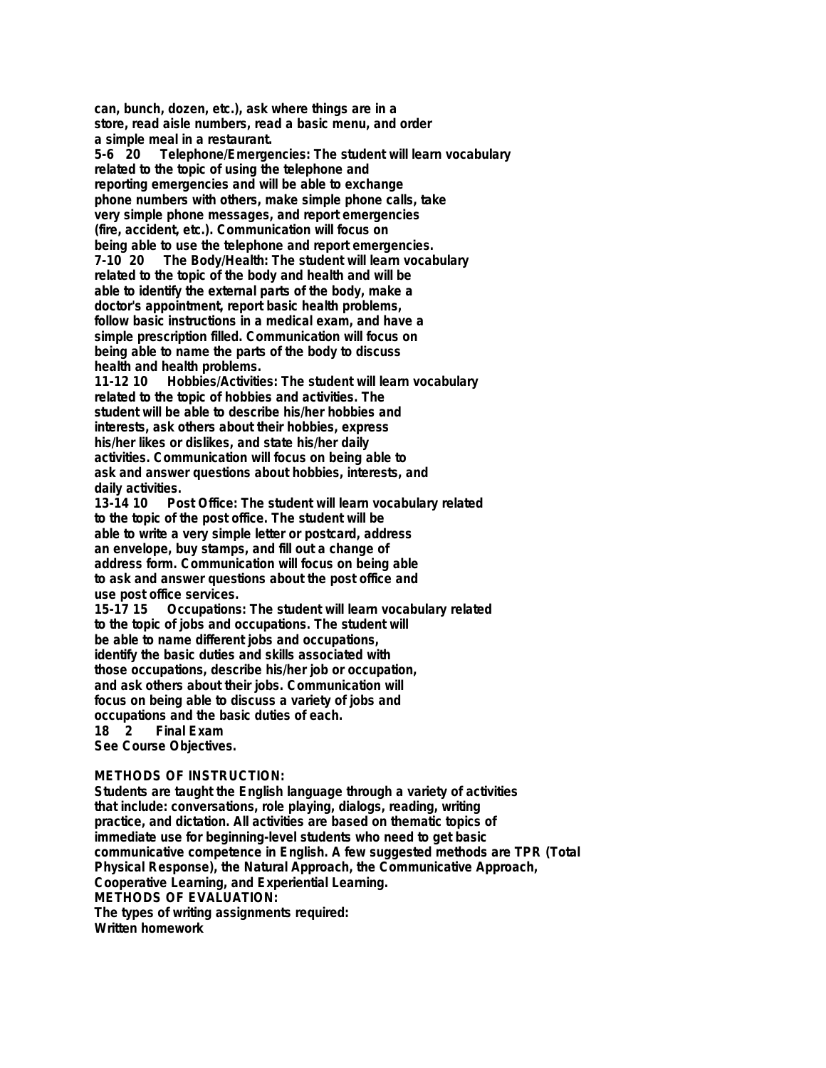can, bunch, dozen, etc.), ask where things are in a store, read aisle numbers, read a basic menu, and order a simple meal in a restaurant.

5-6 20 Telephone/Emergencies: The student will learn vocabulary related to the topic of using the telephone and reporting emergencies and will be able to exchange phone numbers with others, make simple phone calls, take very simple phone messages, and report emergencies (fire, accident, etc.). Communication will focus on being able to use the telephone and report emergencies.

7-10 20 The Body/Health: The student will learn vocabulary related to the topic of the body and health and will be able to identify the external parts of the body, make a doctor's appointment, report basic health problems, follow basic instructions in a medical exam, and have a simple prescription filled. Communication will focus on being able to name the parts of the body to discuss health and health problems.

11-12 10 Hobbies/Activities: The student will learn vocabulary related to the topic of hobbies and activities. The student will be able to describe his/her hobbies and interests, ask others about their hobbies, express his/her likes or dislikes, and state his/her daily activities. Communication will focus on being able to ask and answer questions about hobbies, interests, and daily activities.

13-14 10 Post Office: The student will learn vocabulary related to the topic of the post office. The student will be able to write a very simple letter or postcard, address an envelope, buy stamps, and fill out a change of address form. Communication will focus on being able to ask and answer questions about the post office and use post office services.

15-17 15 Occupations: The student will learn vocabulary related to the topic of jobs and occupations. The student will be able to name different jobs and occupations, identify the basic duties and skills associated with those occupations, describe his/her job or occupation, and ask others about their jobs. Communication will focus on being able to discuss a variety of jobs and occupations and the basic duties of each.

18 2 Final Exam

See Course Objectives.

**METHODS OF INSTRUCTION:**

Students are taught the English language through a variety of activities that include: conversations, role playing, dialogs, reading, writing practice, and dictation. All activities are based on thematic topics of immediate use for beginning-level students who need to get basic communicative competence in English. A few suggested methods are TPR (Total Physical Response), the Natural Approach, the Communicative Approach, Cooperative Learning, and Experiential Learning.

**METHODS OF EVALUATION:**

The types of writing assignments required:

Written homework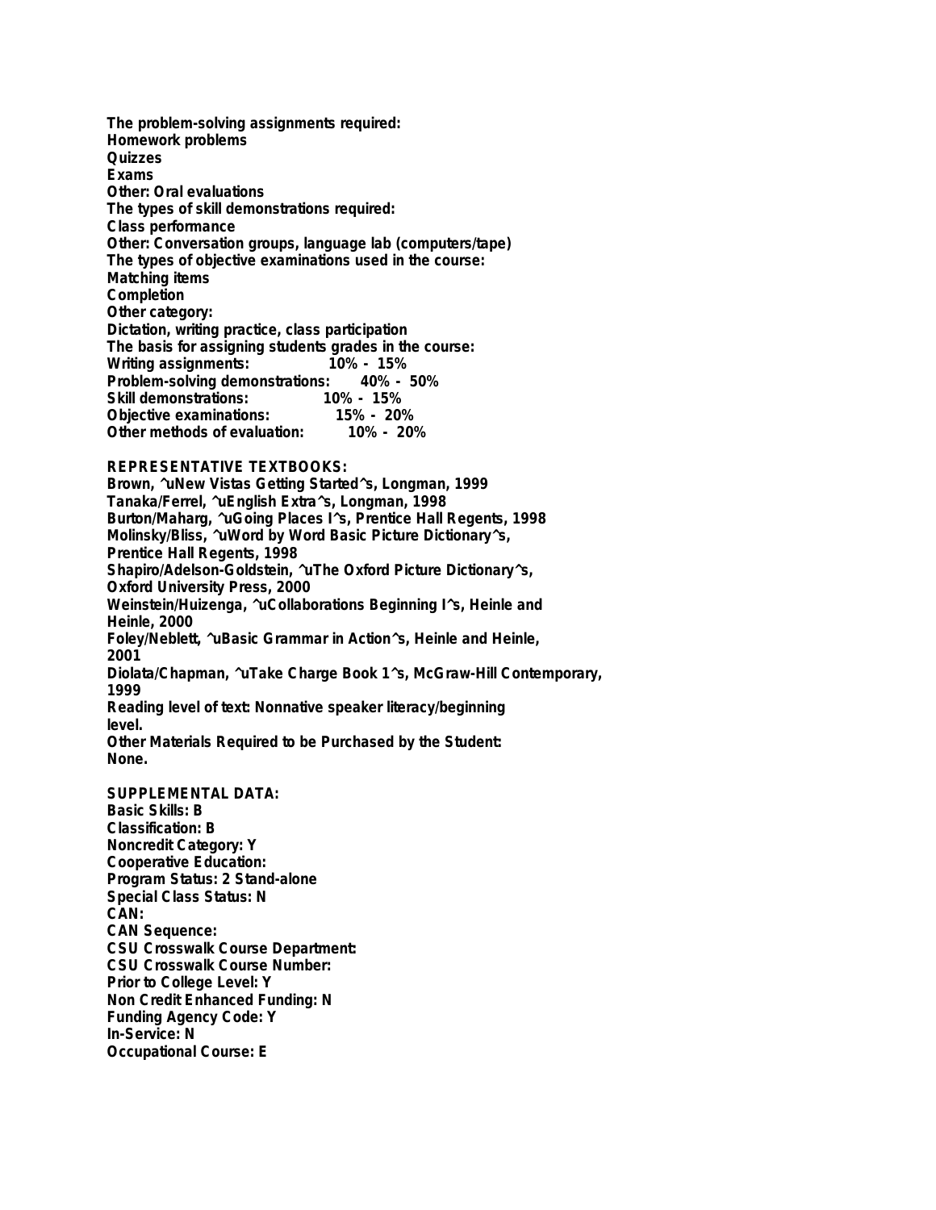The problem-solving assignments required:
Homework problems
Quizzes
Exams
Other: Oral evaluations
The types of skill demonstrations required:
Class performance
Other: Conversation groups, language lab (computers/tape)
The types of objective examinations used in the course:
Matching items
Completion
Other category:
Dictation, writing practice, class participation
The basis for assigning students grades in the course:

| | |
|---|---|
| Writing assignments: | 10% - 15% |
| Problem-solving demonstrations: | 40% - 50% |
| Skill demonstrations: | 10% - 15% |
| Objective examinations: | 15% - 20% |
| Other methods of evaluation: | 10% - 20% |

REPRESENTATIVE TEXTBOOKS:
Brown, ^uNew Vistas Getting Started^s, Longman, 1999
Tanaka/Ferrel, ^uEnglish Extra^s, Longman, 1998
Burton/Maharg, ^uGoing Places I^s, Prentice Hall Regents, 1998
Molinsky/Bliss, ^uWord by Word Basic Picture Dictionary^s, Prentice Hall Regents, 1998
Shapiro/Adelson-Goldstein, ^uThe Oxford Picture Dictionary^s, Oxford University Press, 2000
Weinstein/Huizenga, ^uCollaborations Beginning I^s, Heinle and Heinle, 2000
Foley/Neblett, ^uBasic Grammar in Action^s, Heinle and Heinle, 2001
Diolata/Chapman, ^uTake Charge Book 1^s, McGraw-Hill Contemporary, 1999
Reading level of text: Nonnative speaker literacy/beginning level.
Other Materials Required to be Purchased by the Student: None.

SUPPLEMENTAL DATA:
Basic Skills: B
Classification: B
Noncredit Category: Y
Cooperative Education:
Program Status: 2 Stand-alone
Special Class Status: N
CAN:
CAN Sequence:
CSU Crosswalk Course Department:
CSU Crosswalk Course Number:
Prior to College Level: Y
Non Credit Enhanced Funding: N
Funding Agency Code: Y
In-Service: N
Occupational Course: E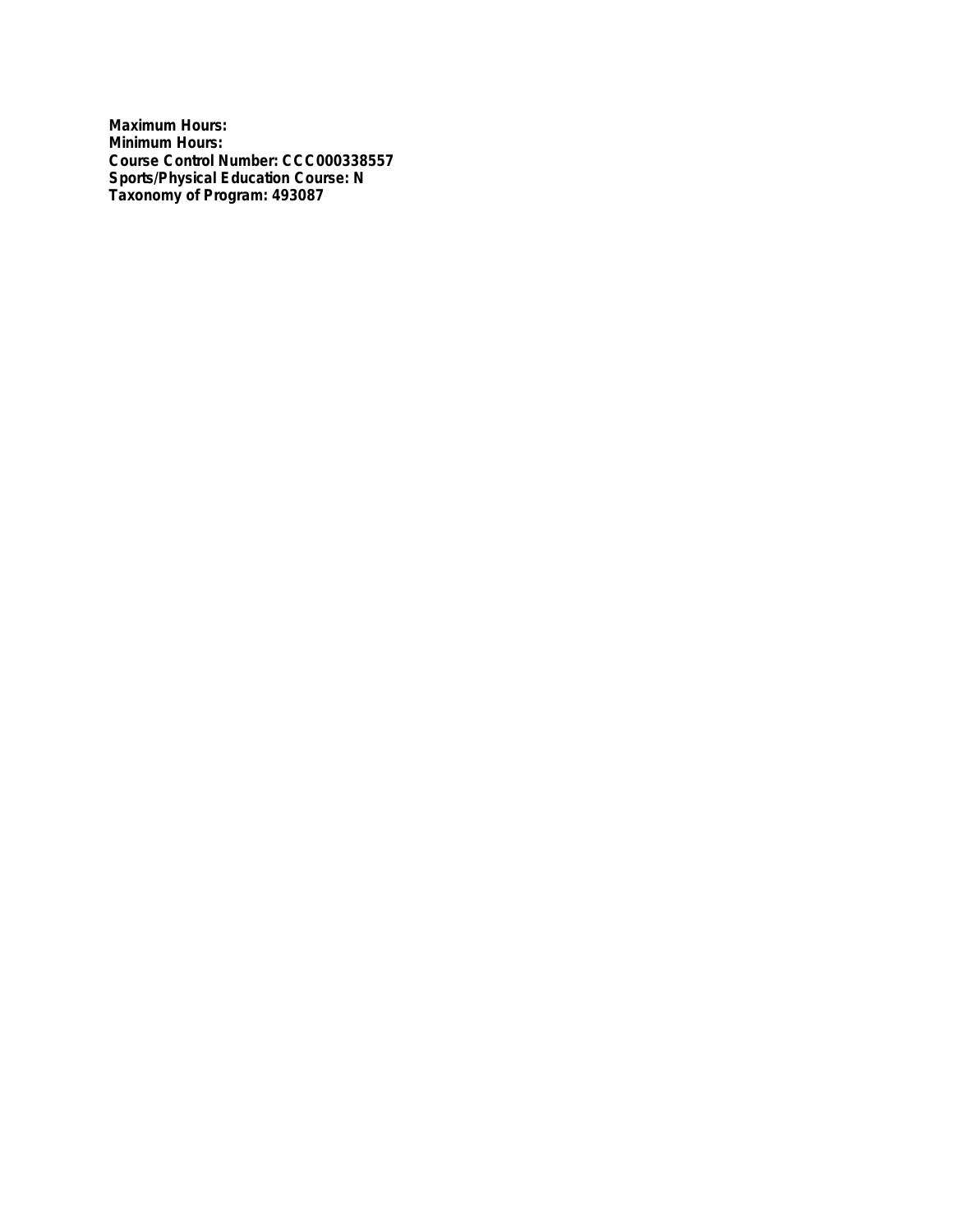**Maximum Hours:**
**Minimum Hours:**
**Course Control Number: CCC000338557**
**Sports/Physical Education Course: N**
**Taxonomy of Program: 493087**